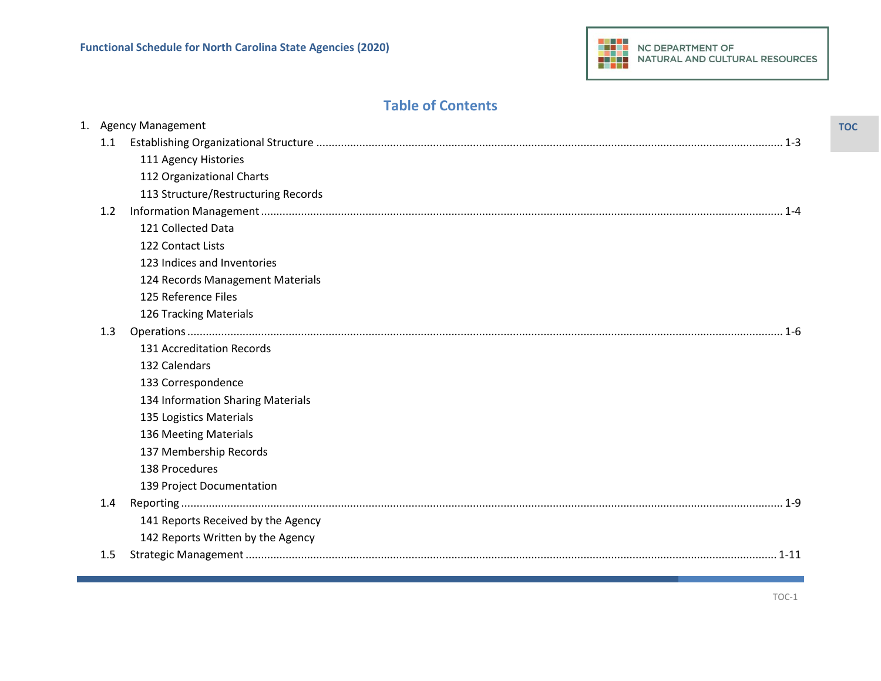# Table of Contents

1. Agency Management
   - 1.1 Establishing Organizational Structure ........ 1-3
     - 111 Agency Histories
     - 112 Organizational Charts
     - 113 Structure/Restructuring Records
   - 1.2 Information Management ........ 1-4
     - 121 Collected Data
     - 122 Contact Lists
     - 123 Indices and Inventories
     - 124 Records Management Materials
     - 125 Reference Files
     - 126 Tracking Materials
   - 1.3 Operations ........ 1-6
     - 131 Accreditation Records
     - 132 Calendars
     - 133 Correspondence
     - 134 Information Sharing Materials
     - 135 Logistics Materials
     - 136 Meeting Materials
     - 137 Membership Records
     - 138 Procedures
     - 139 Project Documentation
   - 1.4 Reporting ........ 1-9
     - 141 Reports Received by the Agency
     - 142 Reports Written by the Agency
   - 1.5 Strategic Management ........ 1-11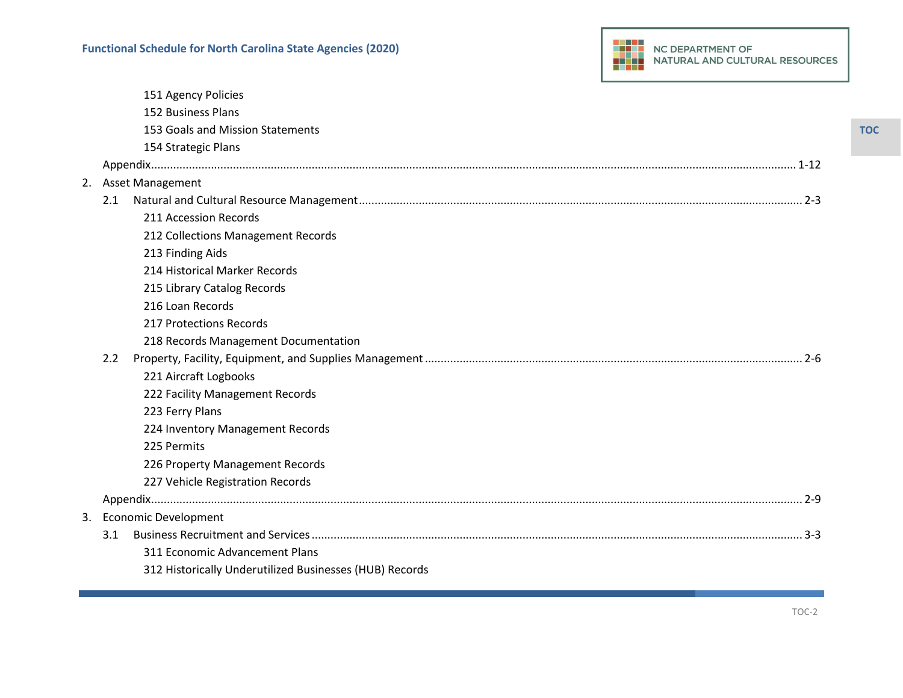151 Agency Policies
152 Business Plans
153 Goals and Mission Statements
154 Strategic Plans

Appendix........................................................................................................................................................................ 1-12

2. Asset Management
   - 2.1 Natural and Cultural Resource Management ........................................................................................................ 2-3
     - 211 Accession Records
     - 212 Collections Management Records
     - 213 Finding Aids
     - 214 Historical Marker Records
     - 215 Library Catalog Records
     - 216 Loan Records
     - 217 Protections Records
     - 218 Records Management Documentation
   - 2.2 Property, Facility, Equipment, and Supplies Management ...................................................................................... 2-6
     - 221 Aircraft Logbooks
     - 222 Facility Management Records
     - 223 Ferry Plans
     - 224 Inventory Management Records
     - 225 Permits
     - 226 Property Management Records
     - 227 Vehicle Registration Records
   - Appendix........................................................................................................................................................................ 2-9
3. Economic Development
   - 3.1 Business Recruitment and Services ........................................................................................................................ 3-3
     - 311 Economic Advancement Plans
     - 312 Historically Underutilized Businesses (HUB) Records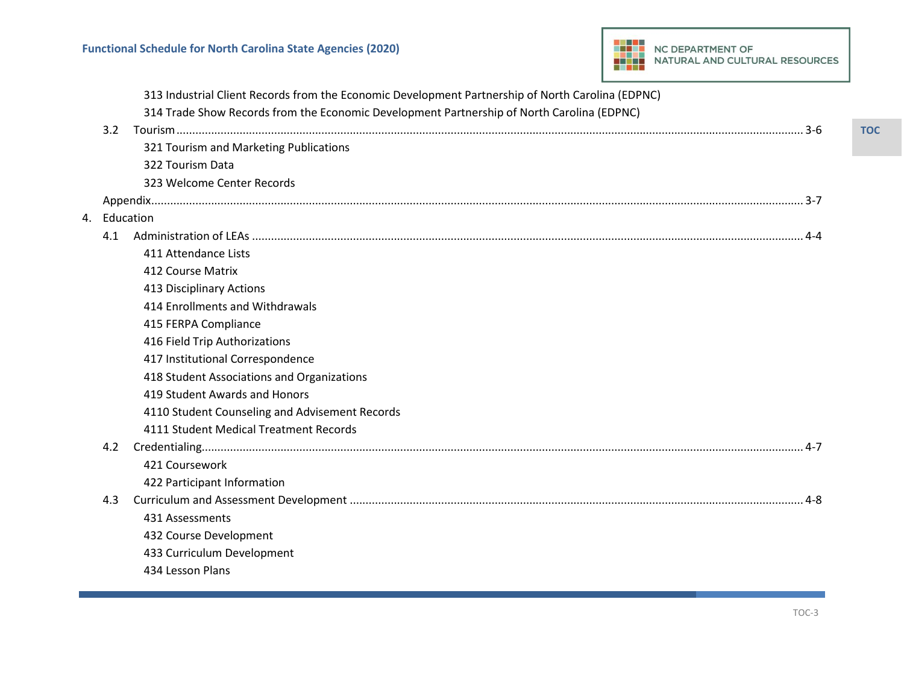313 Industrial Client Records from the Economic Development Partnership of North Carolina (EDPNC)

314 Trade Show Records from the Economic Development Partnership of North Carolina (EDPNC)

3.2 Tourism ........................................ 3-6

- 321 Tourism and Marketing Publications
- 322 Tourism Data
- 323 Welcome Center Records

Appendix ........................................ 3-7

4. Education

4.1 Administration of LEAs ........................................ 4-4

- 411 Attendance Lists
- 412 Course Matrix
- 413 Disciplinary Actions
- 414 Enrollments and Withdrawals
- 415 FERPA Compliance
- 416 Field Trip Authorizations
- 417 Institutional Correspondence
- 418 Student Associations and Organizations
- 419 Student Awards and Honors
- 4110 Student Counseling and Advisement Records
- 4111 Student Medical Treatment Records

4.2 Credentialing ........................................ 4-7

- 421 Coursework
- 422 Participant Information

4.3 Curriculum and Assessment Development ........................................ 4-8

- 431 Assessments
- 432 Course Development
- 433 Curriculum Development
- 434 Lesson Plans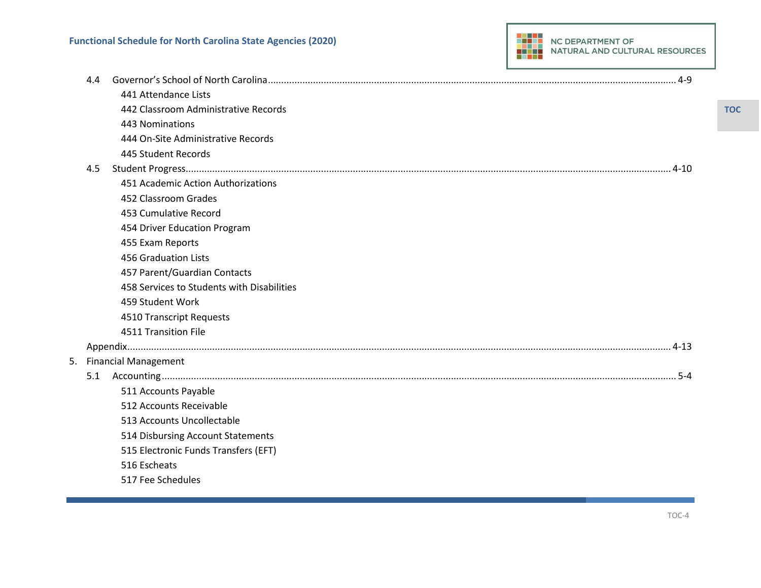4.4 Governor's School of North Carolina ........ 4-9

- 441 Attendance Lists
- 442 Classroom Administrative Records
- 443 Nominations
- 444 On-Site Administrative Records
- 445 Student Records

4.5 Student Progress ........ 4-10

- 451 Academic Action Authorizations
- 452 Classroom Grades
- 453 Cumulative Record
- 454 Driver Education Program
- 455 Exam Reports
- 456 Graduation Lists
- 457 Parent/Guardian Contacts
- 458 Services to Students with Disabilities
- 459 Student Work
- 4510 Transcript Requests
- 4511 Transition File

Appendix ........ 4-13

5. Financial Management

5.1 Accounting ........ 5-4

- 511 Accounts Payable
- 512 Accounts Receivable
- 513 Accounts Uncollectable
- 514 Disbursing Account Statements
- 515 Electronic Funds Transfers (EFT)
- 516 Escheats
- 517 Fee Schedules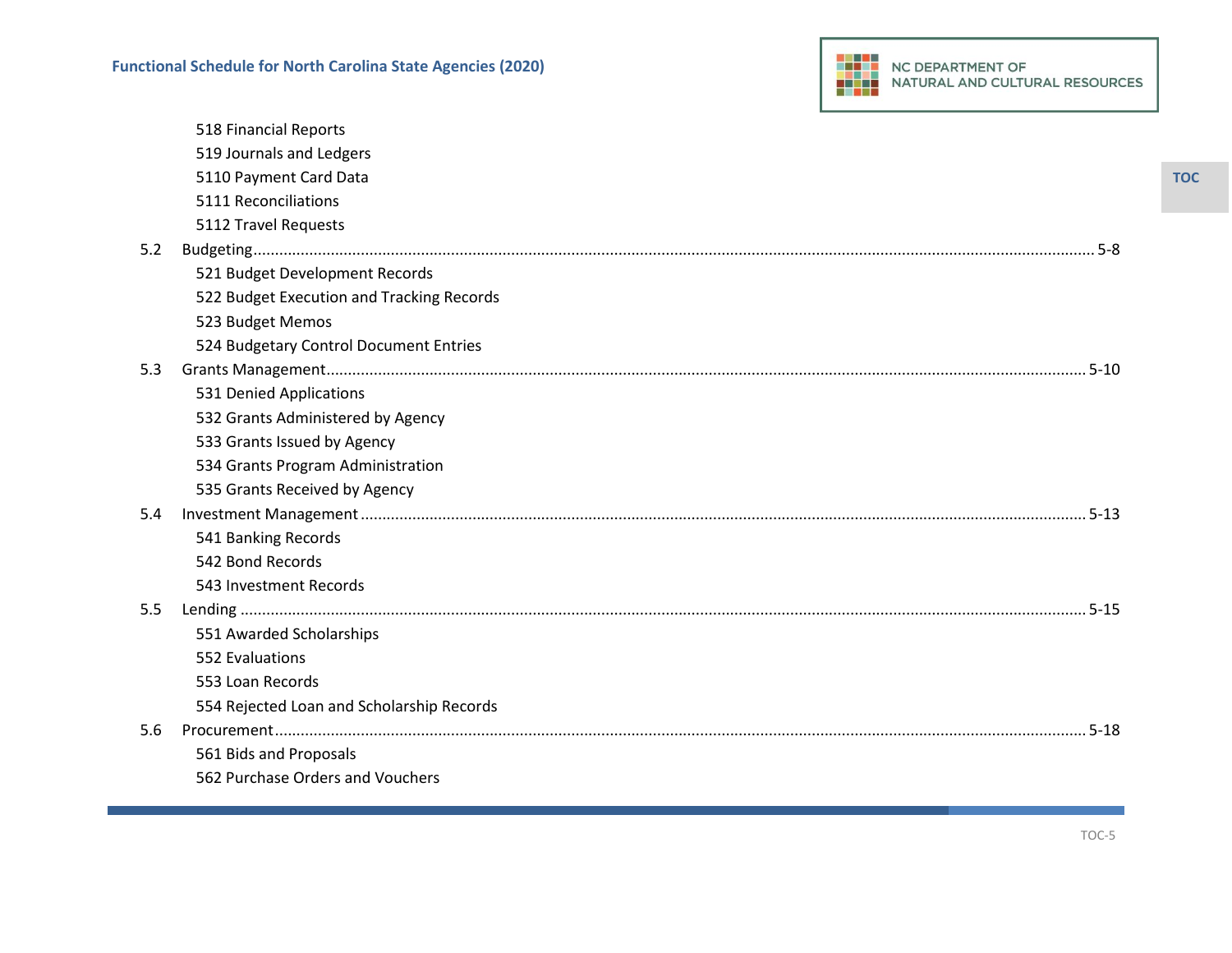- 518 Financial Reports
- 519 Journals and Ledgers
- 5110 Payment Card Data
- 5111 Reconciliations
- 5112 Travel Requests

5.2 Budgeting ........ 5-8

- 521 Budget Development Records
- 522 Budget Execution and Tracking Records
- 523 Budget Memos
- 524 Budgetary Control Document Entries

5.3 Grants Management ........ 5-10

- 531 Denied Applications
- 532 Grants Administered by Agency
- 533 Grants Issued by Agency
- 534 Grants Program Administration
- 535 Grants Received by Agency

5.4 Investment Management ........ 5-13

- 541 Banking Records
- 542 Bond Records
- 543 Investment Records

5.5 Lending ........ 5-15

- 551 Awarded Scholarships
- 552 Evaluations
- 553 Loan Records
- 554 Rejected Loan and Scholarship Records

5.6 Procurement ........ 5-18

- 561 Bids and Proposals
- 562 Purchase Orders and Vouchers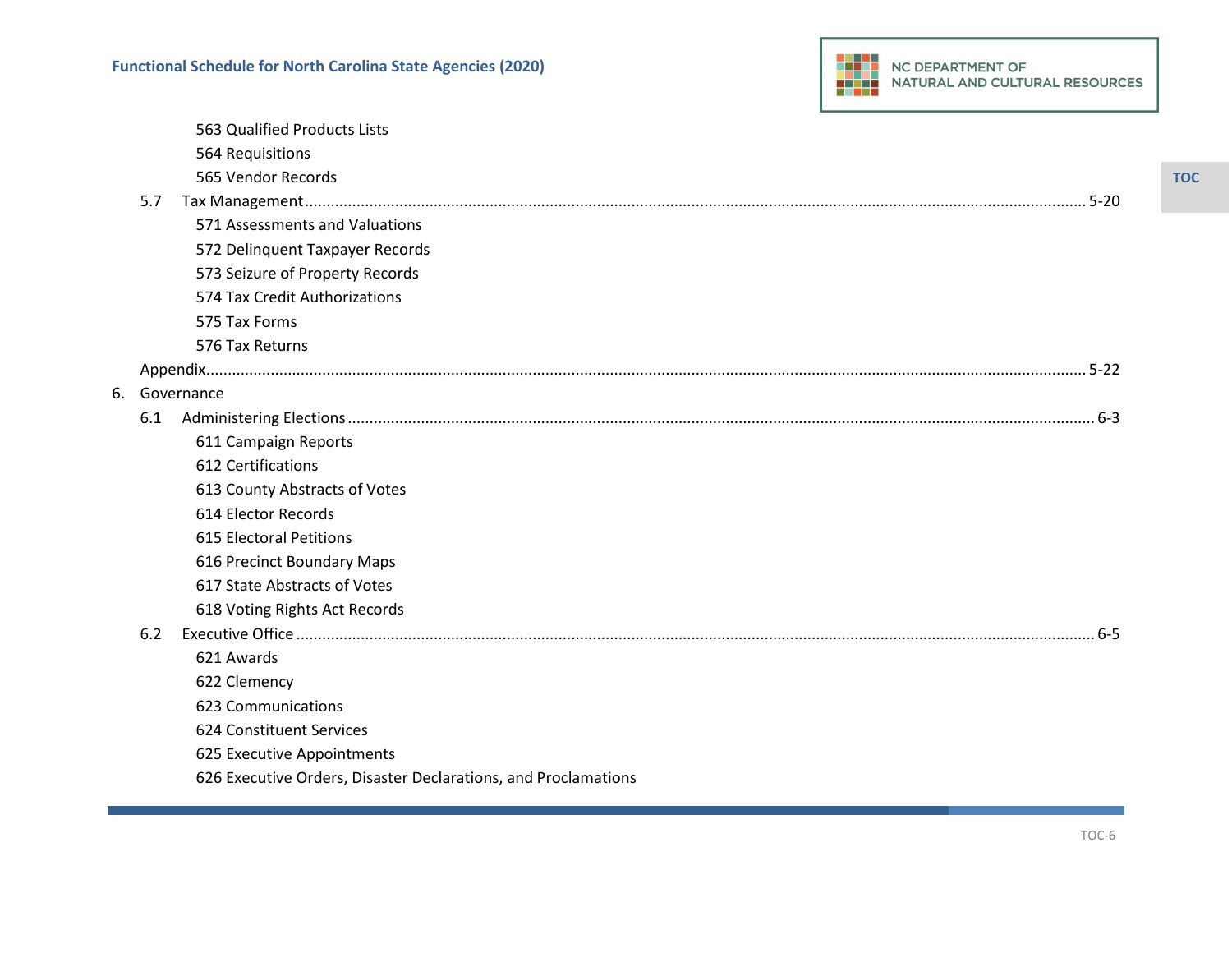563 Qualified Products Lists
564 Requisitions
565 Vendor Records

5.7 Tax Management ........................................................ 5-20
571 Assessments and Valuations
572 Delinquent Taxpayer Records
573 Seizure of Property Records
574 Tax Credit Authorizations
575 Tax Forms
576 Tax Returns

Appendix ........................................................ 5-22

6. Governance

6.1 Administering Elections ........................................................ 6-3
611 Campaign Reports
612 Certifications
613 County Abstracts of Votes
614 Elector Records
615 Electoral Petitions
616 Precinct Boundary Maps
617 State Abstracts of Votes
618 Voting Rights Act Records

6.2 Executive Office ........................................................ 6-5
621 Awards
622 Clemency
623 Communications
624 Constituent Services
625 Executive Appointments
626 Executive Orders, Disaster Declarations, and Proclamations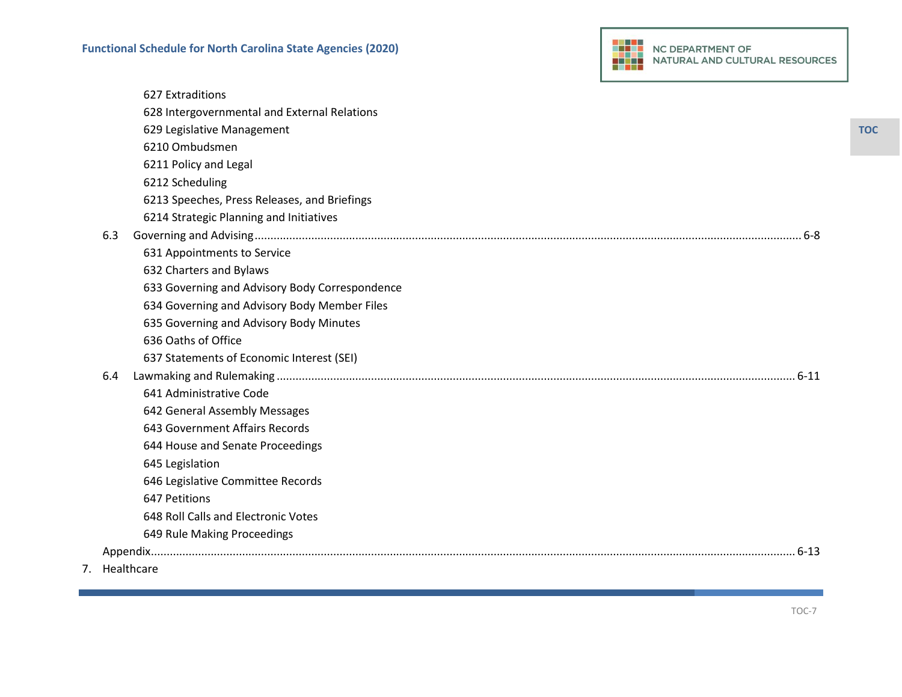- 627 Extraditions
- 628 Intergovernmental and External Relations
- 629 Legislative Management
- 6210 Ombudsmen
- 6211 Policy and Legal
- 6212 Scheduling
- 6213 Speeches, Press Releases, and Briefings
- 6214 Strategic Planning and Initiatives

6.3 Governing and Advising .......... 6-8

- 631 Appointments to Service
- 632 Charters and Bylaws
- 633 Governing and Advisory Body Correspondence
- 634 Governing and Advisory Body Member Files
- 635 Governing and Advisory Body Minutes
- 636 Oaths of Office
- 637 Statements of Economic Interest (SEI)

6.4 Lawmaking and Rulemaking .......... 6-11

- 641 Administrative Code
- 642 General Assembly Messages
- 643 Government Affairs Records
- 644 House and Senate Proceedings
- 645 Legislation
- 646 Legislative Committee Records
- 647 Petitions
- 648 Roll Calls and Electronic Votes
- 649 Rule Making Proceedings

Appendix .......... 6-13

7. Healthcare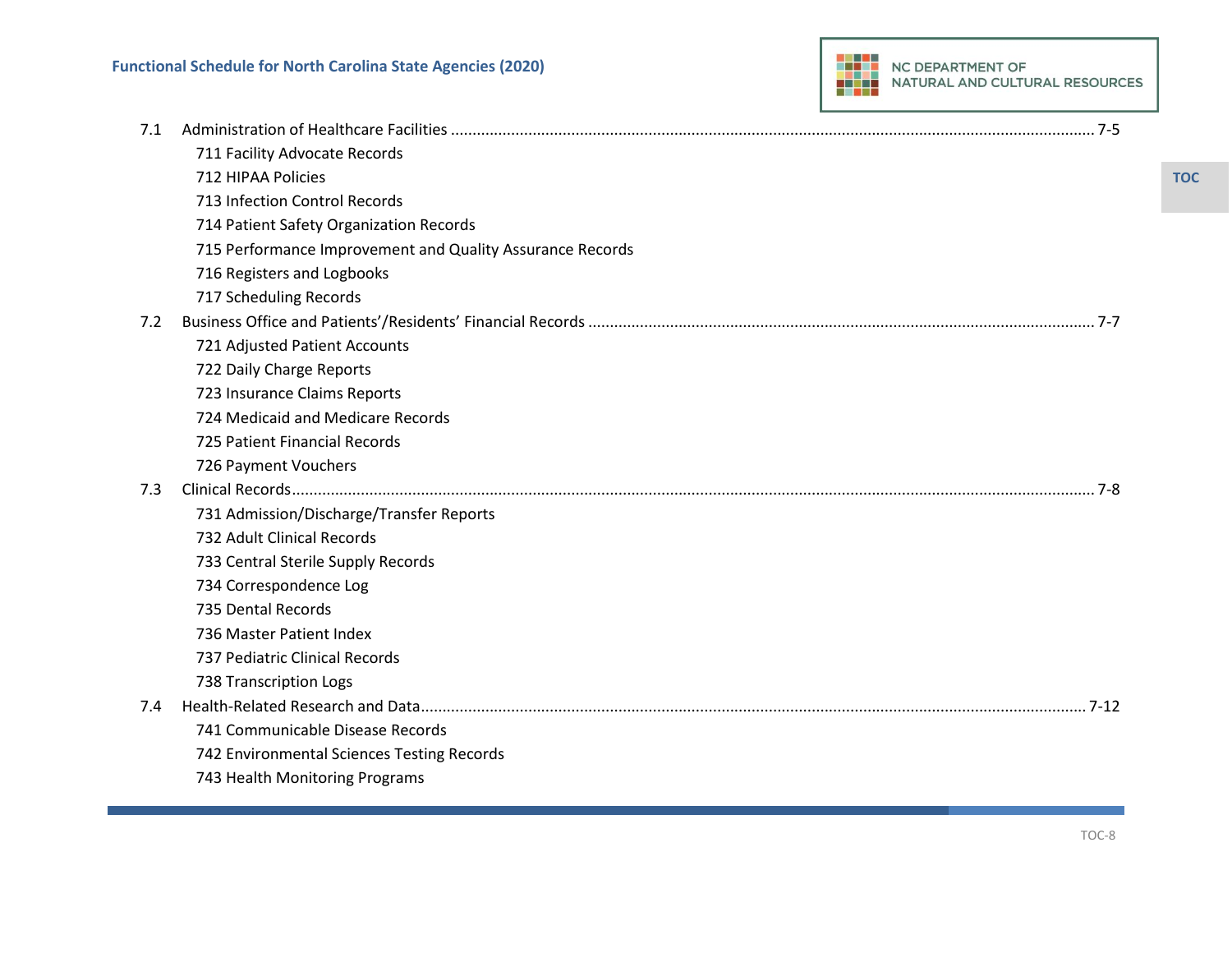7.1 Administration of Healthcare Facilities ........................................ 7-5

- 711 Facility Advocate Records
- 712 HIPAA Policies
- 713 Infection Control Records
- 714 Patient Safety Organization Records
- 715 Performance Improvement and Quality Assurance Records
- 716 Registers and Logbooks
- 717 Scheduling Records

7.2 Business Office and Patients'/Residents' Financial Records ........................................ 7-7

- 721 Adjusted Patient Accounts
- 722 Daily Charge Reports
- 723 Insurance Claims Reports
- 724 Medicaid and Medicare Records
- 725 Patient Financial Records
- 726 Payment Vouchers

7.3 Clinical Records ........................................ 7-8

- 731 Admission/Discharge/Transfer Reports
- 732 Adult Clinical Records
- 733 Central Sterile Supply Records
- 734 Correspondence Log
- 735 Dental Records
- 736 Master Patient Index
- 737 Pediatric Clinical Records
- 738 Transcription Logs

7.4 Health-Related Research and Data ........................................ 7-12

- 741 Communicable Disease Records
- 742 Environmental Sciences Testing Records
- 743 Health Monitoring Programs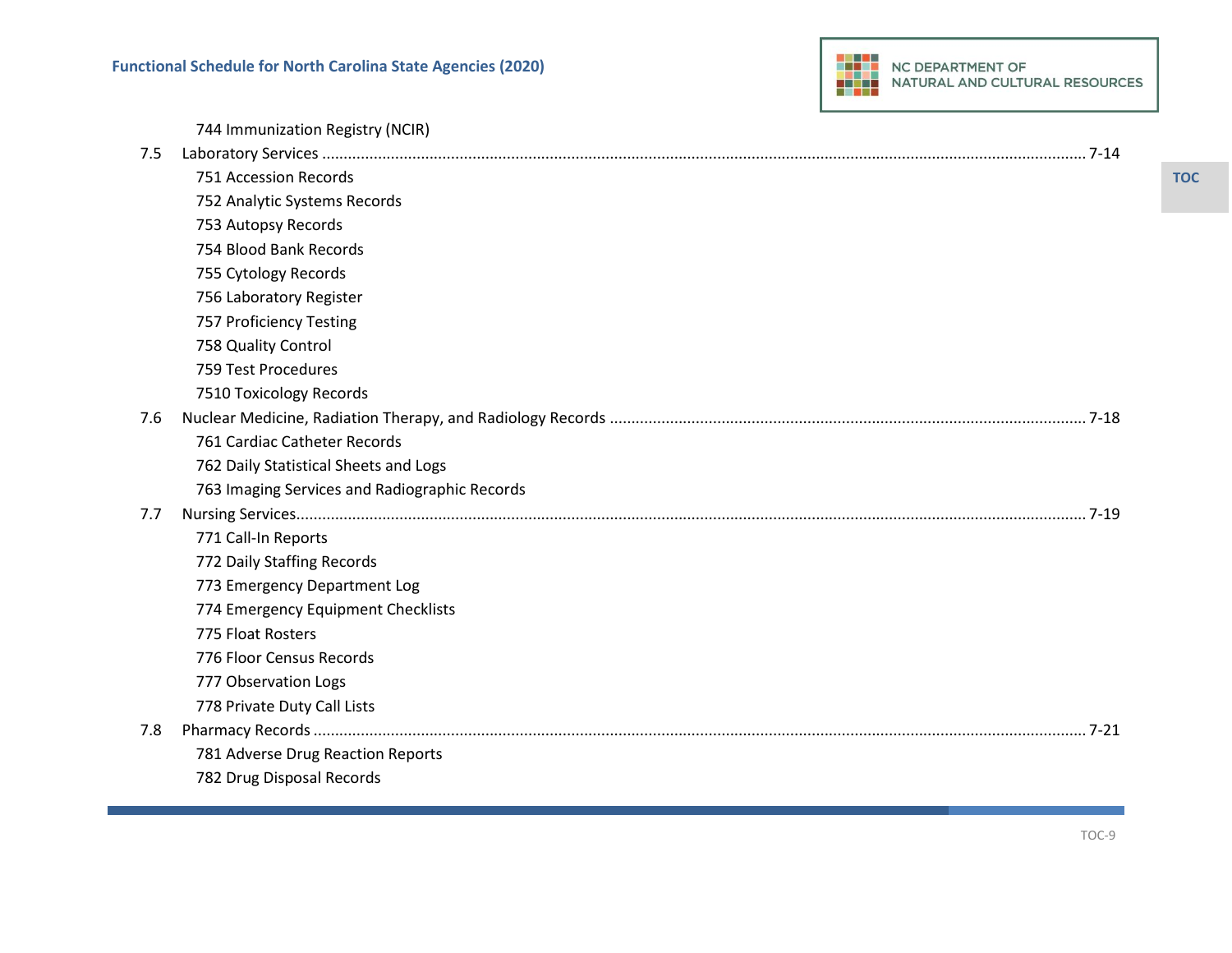744 Immunization Registry (NCIR)

7.5 Laboratory Services ........................................................................................................................................................................ 7-14

- 751 Accession Records
- 752 Analytic Systems Records
- 753 Autopsy Records
- 754 Blood Bank Records
- 755 Cytology Records
- 756 Laboratory Register
- 757 Proficiency Testing
- 758 Quality Control
- 759 Test Procedures
- 7510 Toxicology Records

7.6 Nuclear Medicine, Radiation Therapy, and Radiology Records ............................................................................................................ 7-18

- 761 Cardiac Catheter Records
- 762 Daily Statistical Sheets and Logs
- 763 Imaging Services and Radiographic Records

7.7 Nursing Services........................................................................................................................................................................ 7-19

- 771 Call-In Reports
- 772 Daily Staffing Records
- 773 Emergency Department Log
- 774 Emergency Equipment Checklists
- 775 Float Rosters
- 776 Floor Census Records
- 777 Observation Logs
- 778 Private Duty Call Lists

7.8 Pharmacy Records ........................................................................................................................................................................ 7-21

- 781 Adverse Drug Reaction Reports
- 782 Drug Disposal Records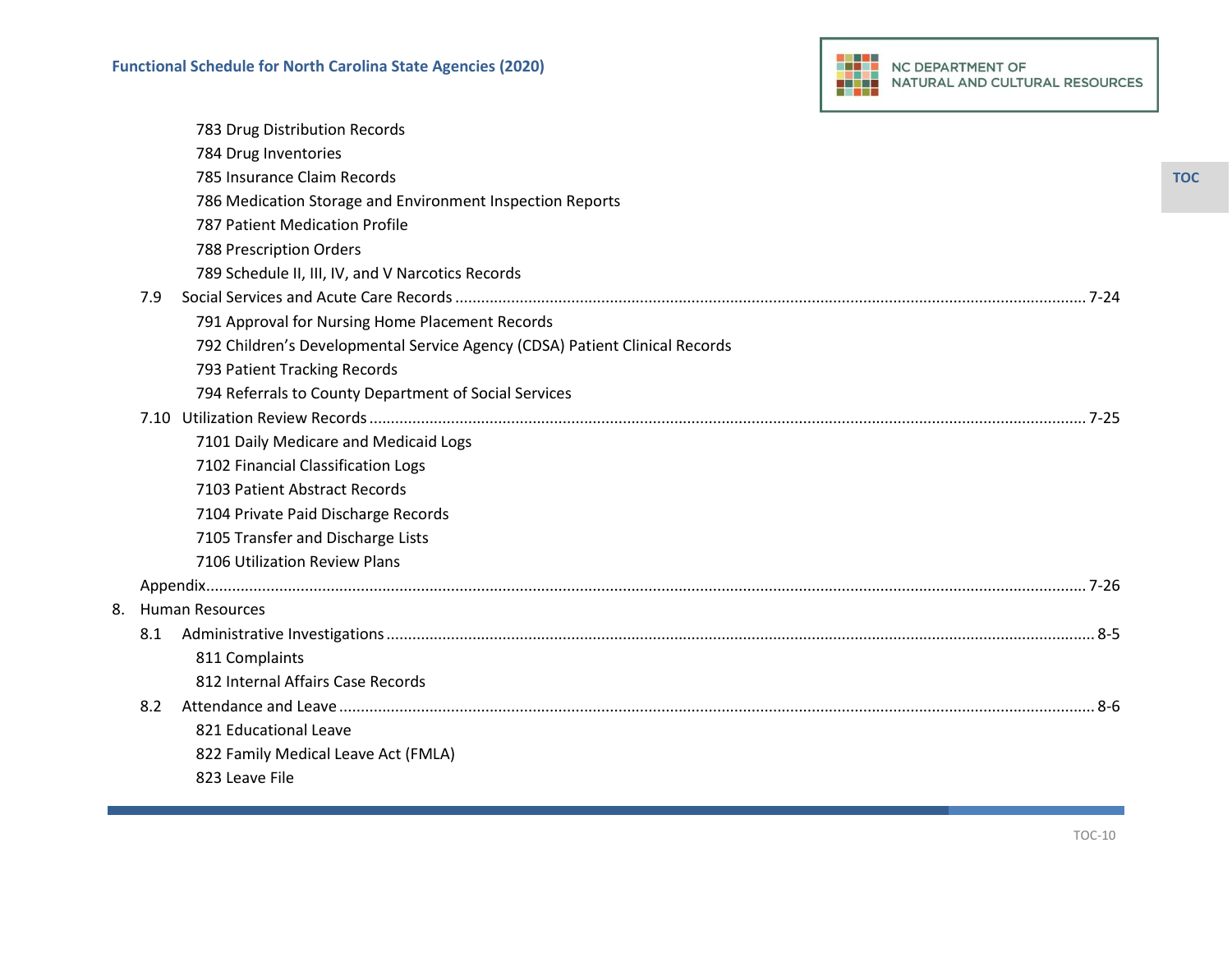783 Drug Distribution Records
784 Drug Inventories
785 Insurance Claim Records
786 Medication Storage and Environment Inspection Reports
787 Patient Medication Profile
788 Prescription Orders
789 Schedule II, III, IV, and V Narcotics Records

7.9 Social Services and Acute Care Records ........ 7-24
- 791 Approval for Nursing Home Placement Records
- 792 Children's Developmental Service Agency (CDSA) Patient Clinical Records
- 793 Patient Tracking Records
- 794 Referrals to County Department of Social Services

7.10 Utilization Review Records ........ 7-25
- 7101 Daily Medicare and Medicaid Logs
- 7102 Financial Classification Logs
- 7103 Patient Abstract Records
- 7104 Private Paid Discharge Records
- 7105 Transfer and Discharge Lists
- 7106 Utilization Review Plans

Appendix ........ 7-26

8. Human Resources

8.1 Administrative Investigations ........ 8-5
- 811 Complaints
- 812 Internal Affairs Case Records

8.2 Attendance and Leave ........ 8-6
- 821 Educational Leave
- 822 Family Medical Leave Act (FMLA)
- 823 Leave File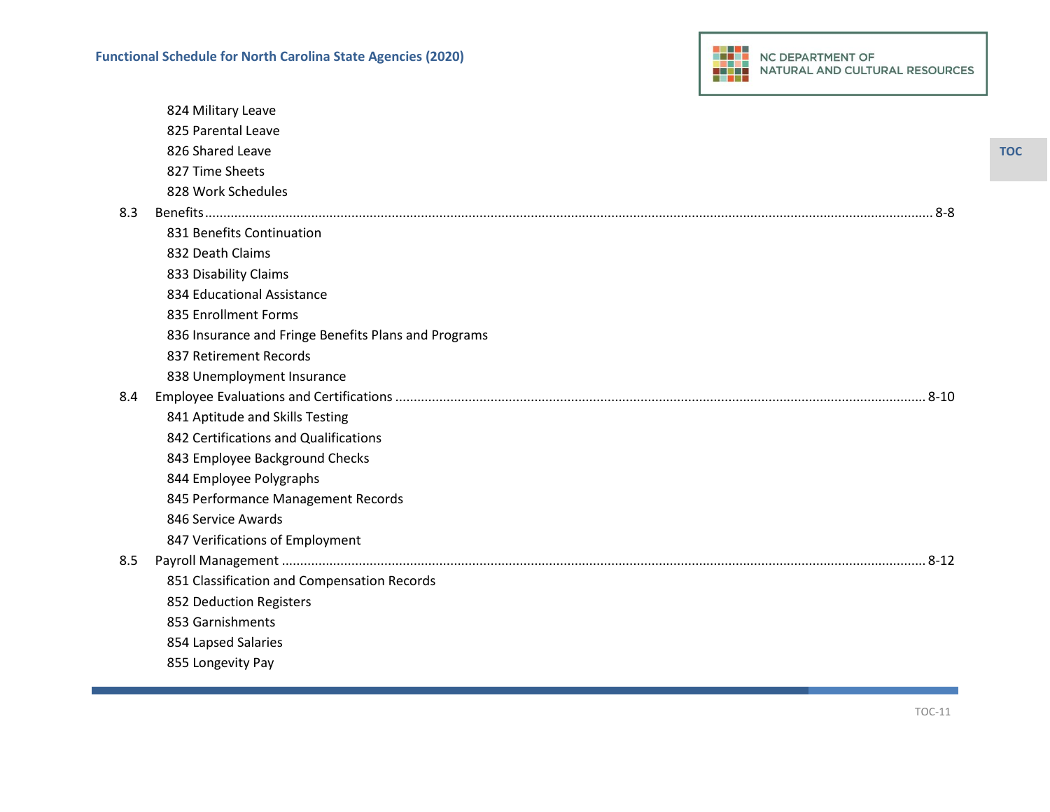824 Military Leave
825 Parental Leave
826 Shared Leave
827 Time Sheets
828 Work Schedules

8.3 Benefits ........................................................................................................................................ 8-8

831 Benefits Continuation
832 Death Claims
833 Disability Claims
834 Educational Assistance
835 Enrollment Forms
836 Insurance and Fringe Benefits Plans and Programs
837 Retirement Records
838 Unemployment Insurance

8.4 Employee Evaluations and Certifications .................................................................................... 8-10

841 Aptitude and Skills Testing
842 Certifications and Qualifications
843 Employee Background Checks
844 Employee Polygraphs
845 Performance Management Records
846 Service Awards
847 Verifications of Employment

8.5 Payroll Management ...................................................................................................................... 8-12

851 Classification and Compensation Records
852 Deduction Registers
853 Garnishments
854 Lapsed Salaries
855 Longevity Pay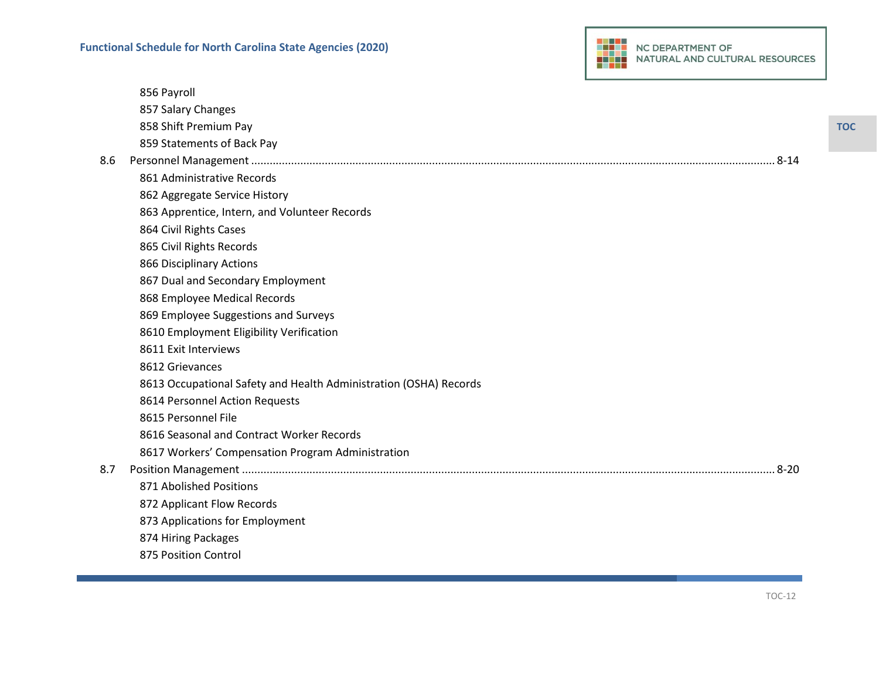- 856 Payroll
- 857 Salary Changes
- 858 Shift Premium Pay
- 859 Statements of Back Pay

8.6 Personnel Management ........................................................................................ 8-14

- 861 Administrative Records
- 862 Aggregate Service History
- 863 Apprentice, Intern, and Volunteer Records
- 864 Civil Rights Cases
- 865 Civil Rights Records
- 866 Disciplinary Actions
- 867 Dual and Secondary Employment
- 868 Employee Medical Records
- 869 Employee Suggestions and Surveys
- 8610 Employment Eligibility Verification
- 8611 Exit Interviews
- 8612 Grievances
- 8613 Occupational Safety and Health Administration (OSHA) Records
- 8614 Personnel Action Requests
- 8615 Personnel File
- 8616 Seasonal and Contract Worker Records
- 8617 Workers' Compensation Program Administration

8.7 Position Management ........................................................................................ 8-20

- 871 Abolished Positions
- 872 Applicant Flow Records
- 873 Applications for Employment
- 874 Hiring Packages
- 875 Position Control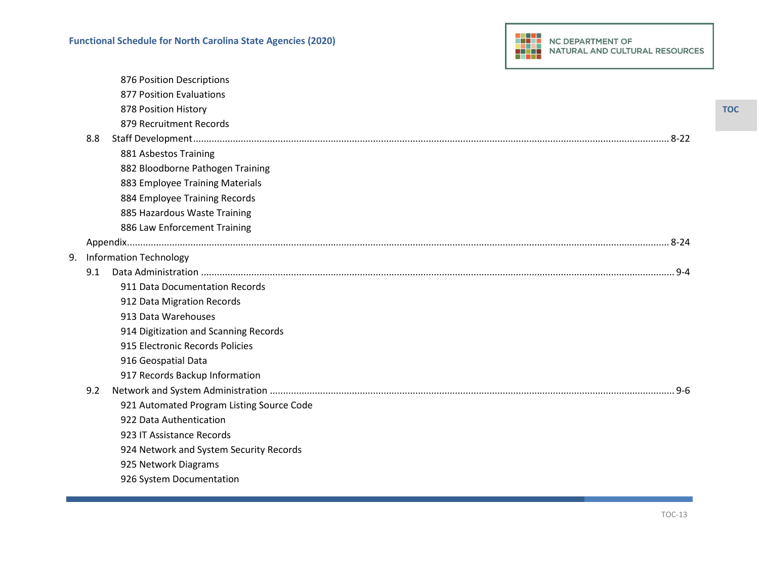876 Position Descriptions
877 Position Evaluations
878 Position History
879 Recruitment Records

8.8 Staff Development ........ 8-22

881 Asbestos Training
882 Bloodborne Pathogen Training
883 Employee Training Materials
884 Employee Training Records
885 Hazardous Waste Training
886 Law Enforcement Training

Appendix ........ 8-24

9. Information Technology

9.1 Data Administration ........ 9-4

911 Data Documentation Records
912 Data Migration Records
913 Data Warehouses
914 Digitization and Scanning Records
915 Electronic Records Policies
916 Geospatial Data
917 Records Backup Information

9.2 Network and System Administration ........ 9-6

921 Automated Program Listing Source Code
922 Data Authentication
923 IT Assistance Records
924 Network and System Security Records
925 Network Diagrams
926 System Documentation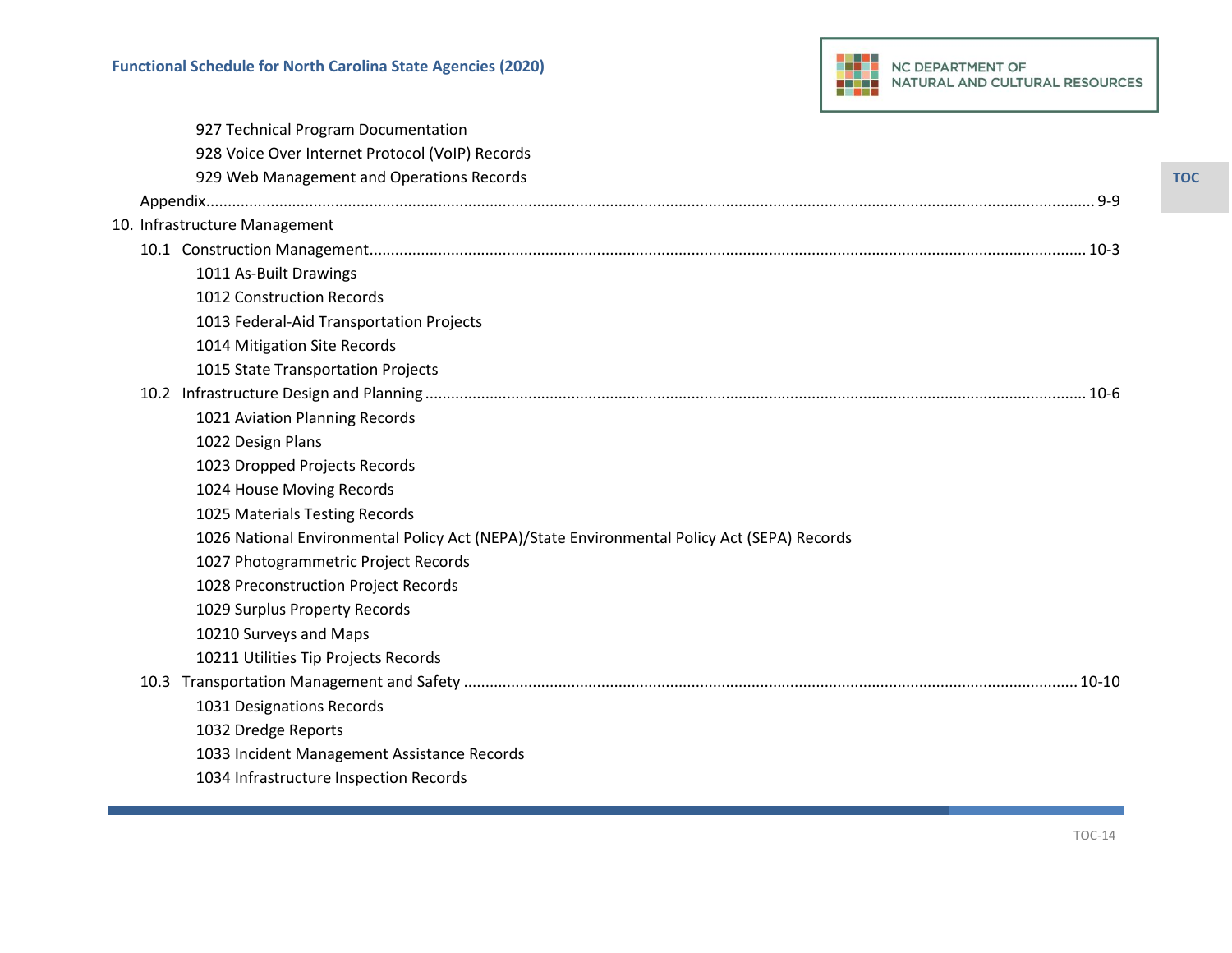927 Technical Program Documentation
928 Voice Over Internet Protocol (VoIP) Records
929 Web Management and Operations Records

Appendix ........................................................................................................................................................ 9-9

10. Infrastructure Management

10.1 Construction Management ........................................................................................................................ 10-3

1011 As-Built Drawings
1012 Construction Records
1013 Federal-Aid Transportation Projects
1014 Mitigation Site Records
1015 State Transportation Projects

10.2 Infrastructure Design and Planning ........................................................................................................... 10-6

1021 Aviation Planning Records
1022 Design Plans
1023 Dropped Projects Records
1024 House Moving Records
1025 Materials Testing Records
1026 National Environmental Policy Act (NEPA)/State Environmental Policy Act (SEPA) Records
1027 Photogrammetric Project Records
1028 Preconstruction Project Records
1029 Surplus Property Records
10210 Surveys and Maps
10211 Utilities Tip Projects Records

10.3 Transportation Management and Safety ................................................................................................... 10-10

1031 Designations Records
1032 Dredge Reports
1033 Incident Management Assistance Records
1034 Infrastructure Inspection Records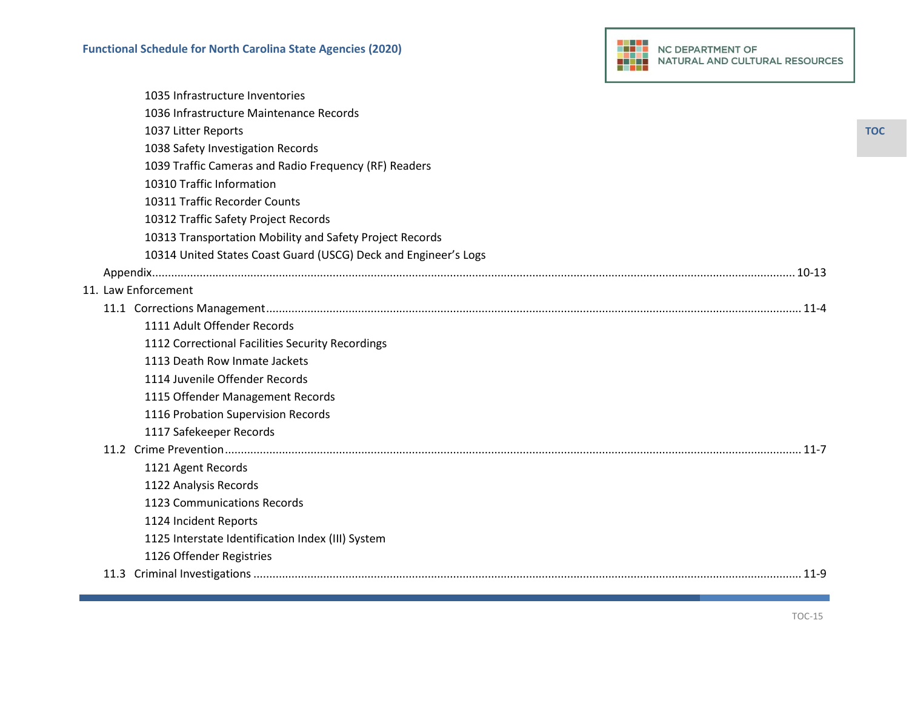- 1035 Infrastructure Inventories
- 1036 Infrastructure Maintenance Records
- 1037 Litter Reports
- 1038 Safety Investigation Records
- 1039 Traffic Cameras and Radio Frequency (RF) Readers
- 10310 Traffic Information
- 10311 Traffic Recorder Counts
- 10312 Traffic Safety Project Records
- 10313 Transportation Mobility and Safety Project Records
- 10314 United States Coast Guard (USCG) Deck and Engineer's Logs

Appendix .......... 10-13

11. Law Enforcement

11.1 Corrections Management .......... 11-4

- 1111 Adult Offender Records
- 1112 Correctional Facilities Security Recordings
- 1113 Death Row Inmate Jackets
- 1114 Juvenile Offender Records
- 1115 Offender Management Records
- 1116 Probation Supervision Records
- 1117 Safekeeper Records

11.2 Crime Prevention .......... 11-7

- 1121 Agent Records
- 1122 Analysis Records
- 1123 Communications Records
- 1124 Incident Reports
- 1125 Interstate Identification Index (III) System
- 1126 Offender Registries

11.3 Criminal Investigations .......... 11-9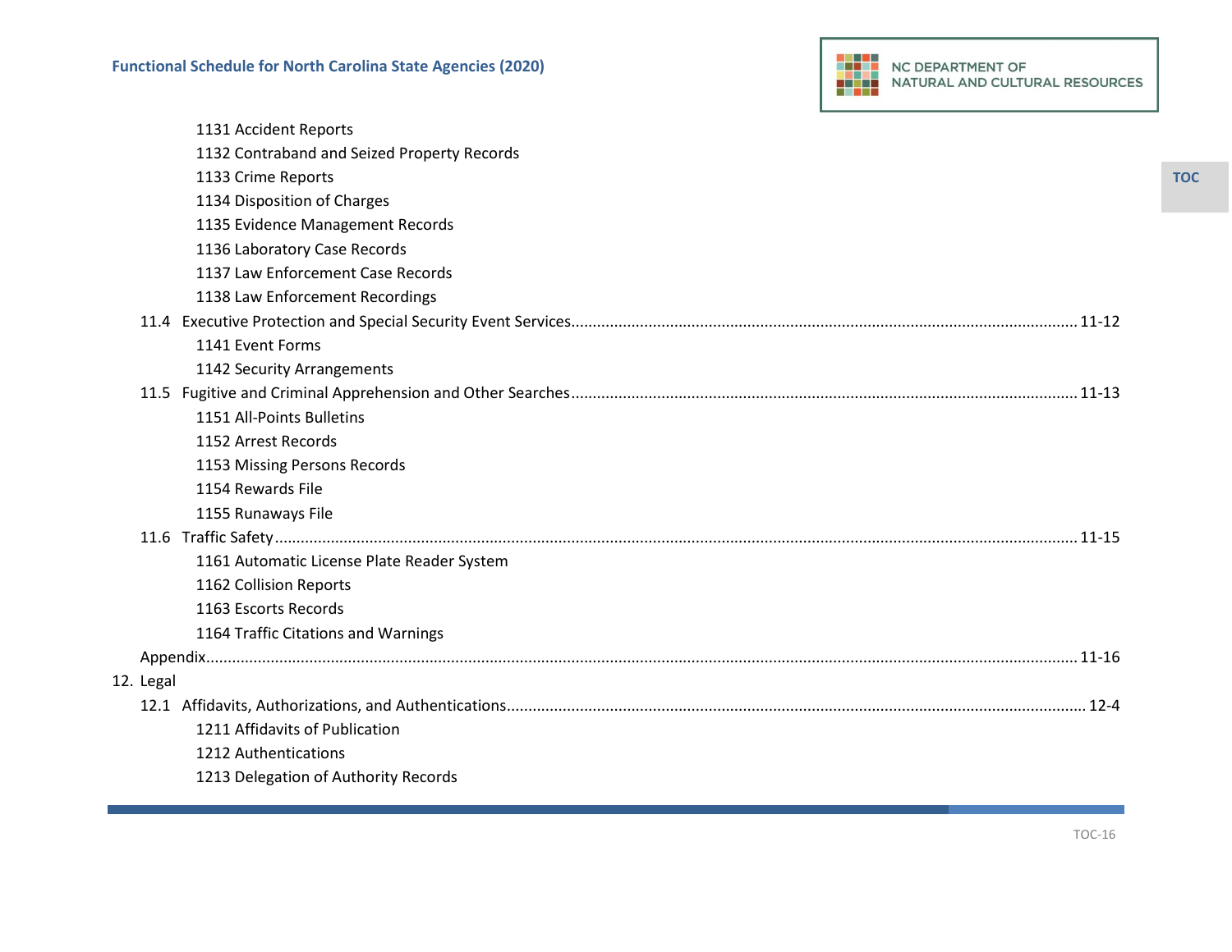- 1131 Accident Reports
- 1132 Contraband and Seized Property Records
- 1133 Crime Reports
- 1134 Disposition of Charges
- 1135 Evidence Management Records
- 1136 Laboratory Case Records
- 1137 Law Enforcement Case Records
- 1138 Law Enforcement Recordings

11.4 Executive Protection and Special Security Event Services ........ 11-12

- 1141 Event Forms
- 1142 Security Arrangements

11.5 Fugitive and Criminal Apprehension and Other Searches ........ 11-13

- 1151 All-Points Bulletins
- 1152 Arrest Records
- 1153 Missing Persons Records
- 1154 Rewards File
- 1155 Runaways File

11.6 Traffic Safety ........ 11-15

- 1161 Automatic License Plate Reader System
- 1162 Collision Reports
- 1163 Escorts Records
- 1164 Traffic Citations and Warnings

Appendix ........ 11-16

12. Legal

12.1 Affidavits, Authorizations, and Authentications ........ 12-4

- 1211 Affidavits of Publication
- 1212 Authentications
- 1213 Delegation of Authority Records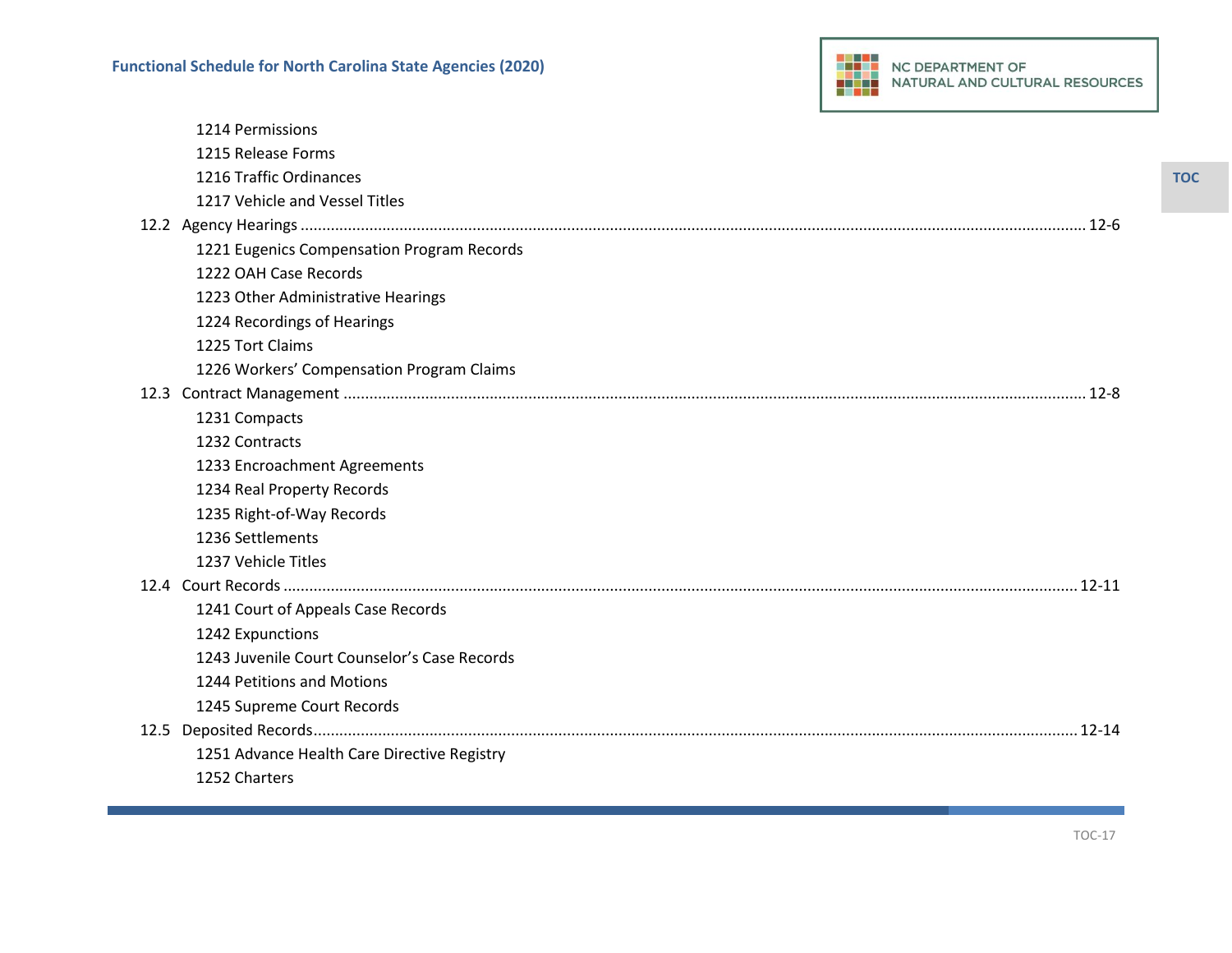1214 Permissions
1215 Release Forms
1216 Traffic Ordinances
1217 Vehicle and Vessel Titles

12.2 Agency Hearings ........................................................ 12-6

1221 Eugenics Compensation Program Records
1222 OAH Case Records
1223 Other Administrative Hearings
1224 Recordings of Hearings
1225 Tort Claims
1226 Workers' Compensation Program Claims

12.3 Contract Management ........................................................ 12-8

1231 Compacts
1232 Contracts
1233 Encroachment Agreements
1234 Real Property Records
1235 Right-of-Way Records
1236 Settlements
1237 Vehicle Titles

12.4 Court Records ........................................................ 12-11

1241 Court of Appeals Case Records
1242 Expunctions
1243 Juvenile Court Counselor's Case Records
1244 Petitions and Motions
1245 Supreme Court Records

12.5 Deposited Records........................................................ 12-14

1251 Advance Health Care Directive Registry
1252 Charters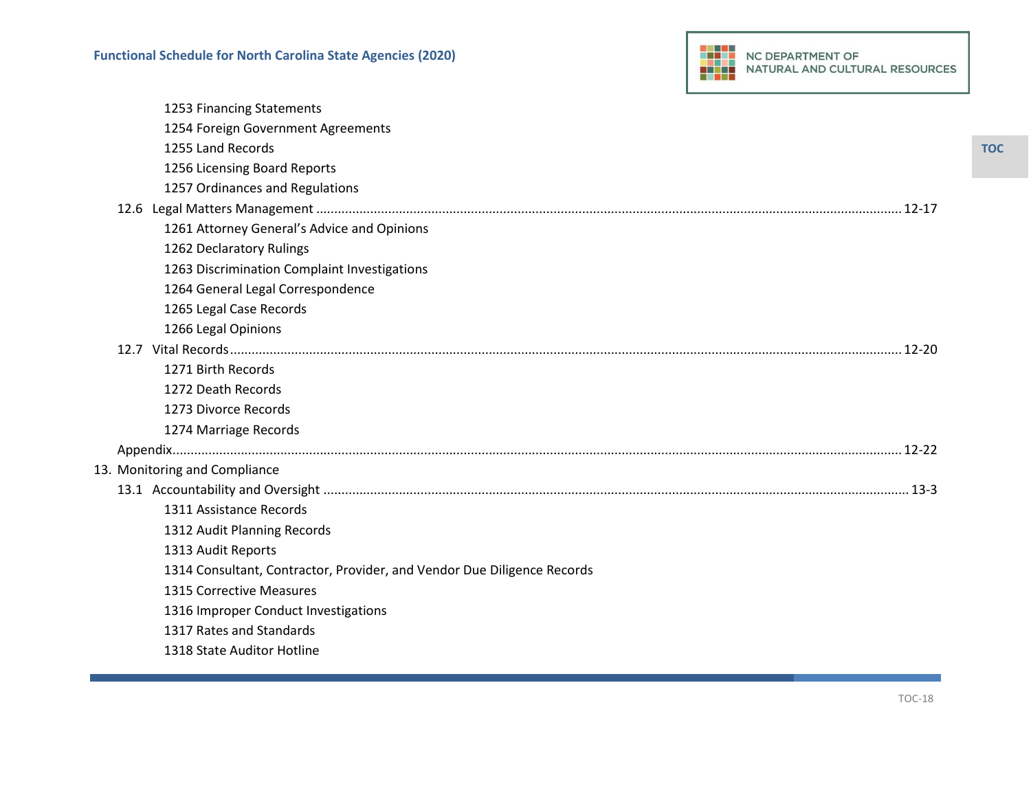1253 Financing Statements
1254 Foreign Government Agreements
1255 Land Records
1256 Licensing Board Reports
1257 Ordinances and Regulations

12.6 Legal Matters Management ........ 12-17
1261 Attorney General's Advice and Opinions
1262 Declaratory Rulings
1263 Discrimination Complaint Investigations
1264 General Legal Correspondence
1265 Legal Case Records
1266 Legal Opinions

12.7 Vital Records ........ 12-20
1271 Birth Records
1272 Death Records
1273 Divorce Records
1274 Marriage Records

Appendix ........ 12-22

13. Monitoring and Compliance

13.1 Accountability and Oversight ........ 13-3
1311 Assistance Records
1312 Audit Planning Records
1313 Audit Reports
1314 Consultant, Contractor, Provider, and Vendor Due Diligence Records
1315 Corrective Measures
1316 Improper Conduct Investigations
1317 Rates and Standards
1318 State Auditor Hotline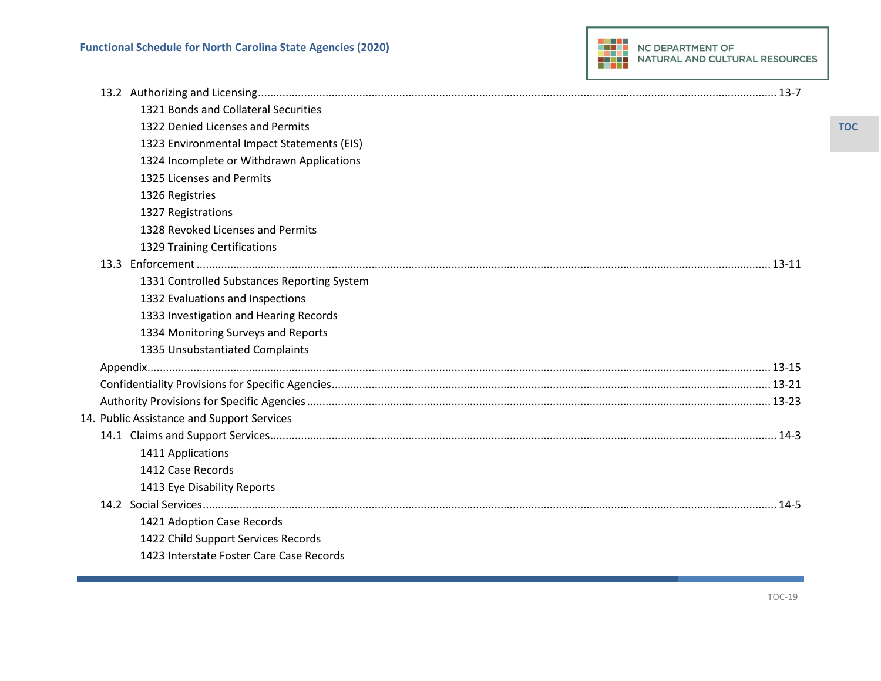13.2 Authorizing and Licensing ........ 13-7

- 1321 Bonds and Collateral Securities
- 1322 Denied Licenses and Permits
- 1323 Environmental Impact Statements (EIS)
- 1324 Incomplete or Withdrawn Applications
- 1325 Licenses and Permits
- 1326 Registries
- 1327 Registrations
- 1328 Revoked Licenses and Permits
- 1329 Training Certifications

13.3 Enforcement ........ 13-11

- 1331 Controlled Substances Reporting System
- 1332 Evaluations and Inspections
- 1333 Investigation and Hearing Records
- 1334 Monitoring Surveys and Reports
- 1335 Unsubstantiated Complaints

Appendix ........ 13-15

Confidentiality Provisions for Specific Agencies ........ 13-21

Authority Provisions for Specific Agencies ........ 13-23

14. Public Assistance and Support Services

14.1 Claims and Support Services ........ 14-3

- 1411 Applications
- 1412 Case Records
- 1413 Eye Disability Reports

14.2 Social Services ........ 14-5

- 1421 Adoption Case Records
- 1422 Child Support Services Records
- 1423 Interstate Foster Care Case Records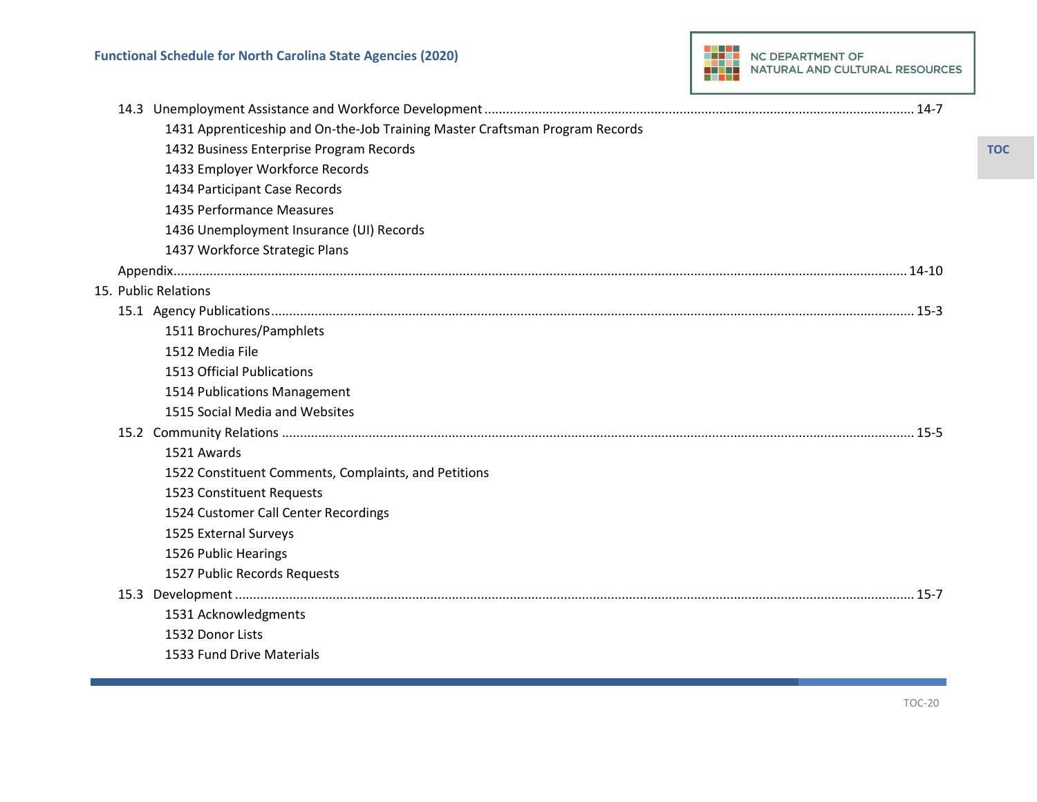14.3 Unemployment Assistance and Workforce Development ........ 14-7

- 1431 Apprenticeship and On-the-Job Training Master Craftsman Program Records
- 1432 Business Enterprise Program Records
- 1433 Employer Workforce Records
- 1434 Participant Case Records
- 1435 Performance Measures
- 1436 Unemployment Insurance (UI) Records
- 1437 Workforce Strategic Plans

Appendix ........ 14-10

15. Public Relations

15.1 Agency Publications ........ 15-3

- 1511 Brochures/Pamphlets
- 1512 Media File
- 1513 Official Publications
- 1514 Publications Management
- 1515 Social Media and Websites

15.2 Community Relations ........ 15-5

- 1521 Awards
- 1522 Constituent Comments, Complaints, and Petitions
- 1523 Constituent Requests
- 1524 Customer Call Center Recordings
- 1525 External Surveys
- 1526 Public Hearings
- 1527 Public Records Requests

15.3 Development ........ 15-7

- 1531 Acknowledgments
- 1532 Donor Lists
- 1533 Fund Drive Materials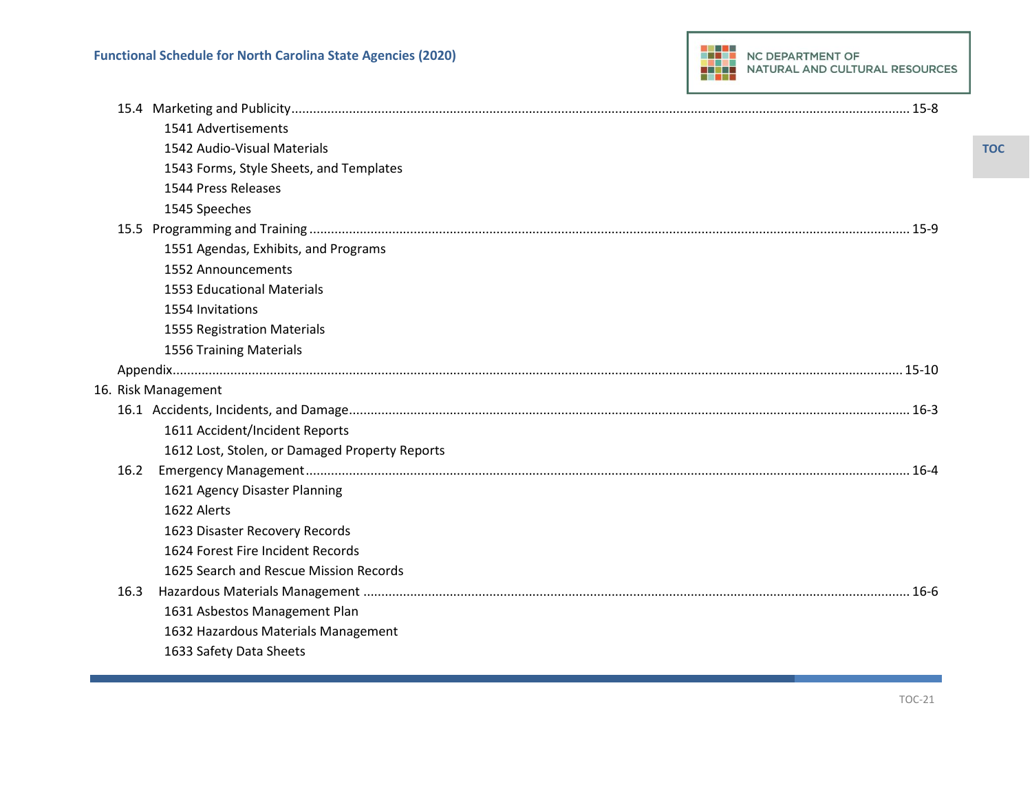15.4 Marketing and Publicity ........ 15-8

- 1541 Advertisements
- 1542 Audio-Visual Materials
- 1543 Forms, Style Sheets, and Templates
- 1544 Press Releases
- 1545 Speeches

15.5 Programming and Training ........ 15-9

- 1551 Agendas, Exhibits, and Programs
- 1552 Announcements
- 1553 Educational Materials
- 1554 Invitations
- 1555 Registration Materials
- 1556 Training Materials

Appendix ........ 15-10

16. Risk Management

16.1 Accidents, Incidents, and Damage ........ 16-3

- 1611 Accident/Incident Reports
- 1612 Lost, Stolen, or Damaged Property Reports

16.2 Emergency Management ........ 16-4

- 1621 Agency Disaster Planning
- 1622 Alerts
- 1623 Disaster Recovery Records
- 1624 Forest Fire Incident Records
- 1625 Search and Rescue Mission Records

16.3 Hazardous Materials Management ........ 16-6

- 1631 Asbestos Management Plan
- 1632 Hazardous Materials Management
- 1633 Safety Data Sheets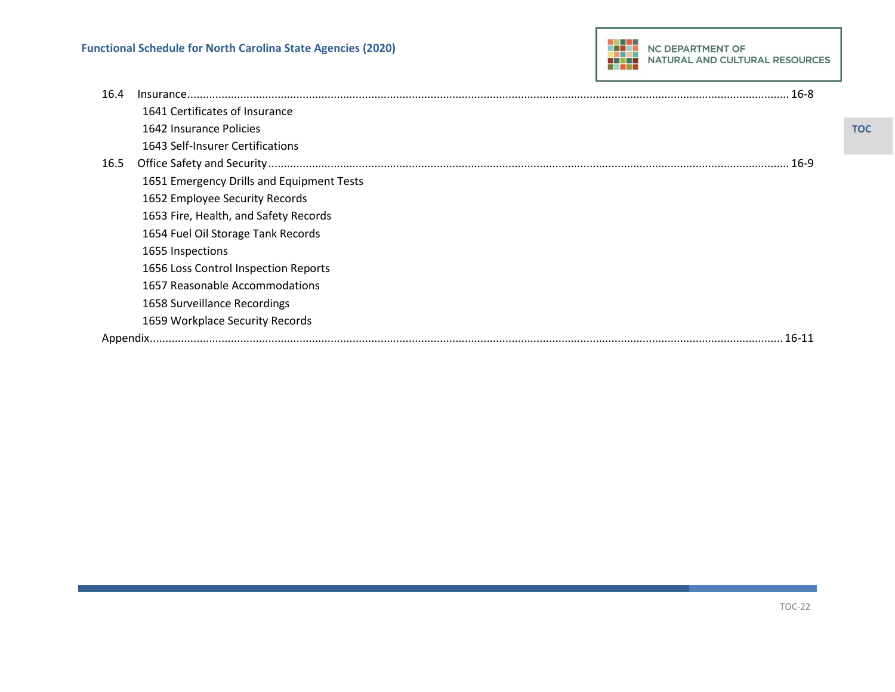16.4 Insurance ........ 16-8

- 1641 Certificates of Insurance
- 1642 Insurance Policies
- 1643 Self-Insurer Certifications

16.5 Office Safety and Security ........ 16-9

- 1651 Emergency Drills and Equipment Tests
- 1652 Employee Security Records
- 1653 Fire, Health, and Safety Records
- 1654 Fuel Oil Storage Tank Records
- 1655 Inspections
- 1656 Loss Control Inspection Reports
- 1657 Reasonable Accommodations
- 1658 Surveillance Recordings
- 1659 Workplace Security Records

Appendix ........ 16-11